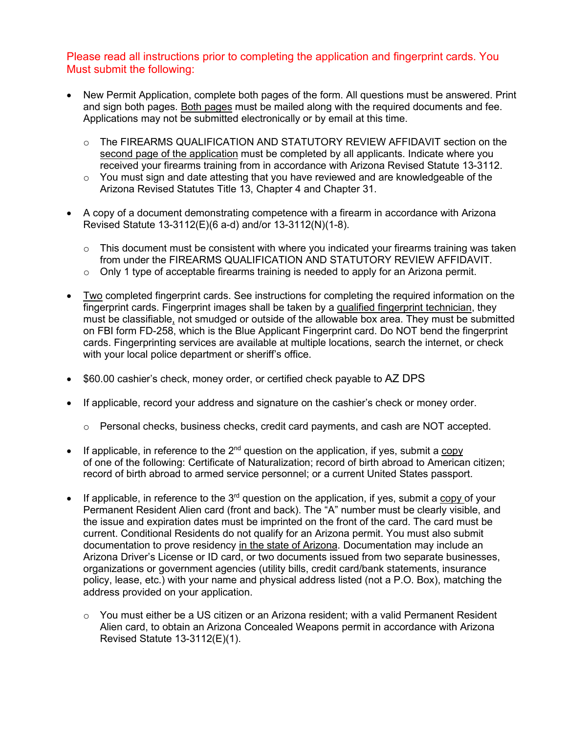Please read all instructions prior to completing the application and fingerprint cards. You Must submit the following:

- New Permit Application, complete both pages of the form. All questions must be answered. Print and sign both pages. Both pages must be mailed along with the required documents and fee. Applications may not be submitted electronically or by email at this time.
  - The FIREARMS QUALIFICATION AND STATUTORY REVIEW AFFIDAVIT section on the second page of the application must be completed by all applicants. Indicate where you received your firearms training from in accordance with Arizona Revised Statute 13-3112.
  - You must sign and date attesting that you have reviewed and are knowledgeable of the Arizona Revised Statutes Title 13, Chapter 4 and Chapter 31.

- A copy of a document demonstrating competence with a firearm in accordance with Arizona Revised Statute 13-3112(E)(6 a-d) and/or 13-3112(N)(1-8).
  - This document must be consistent with where you indicated your firearms training was taken from under the FIREARMS QUALIFICATION AND STATUTORY REVIEW AFFIDAVIT.
  - Only 1 type of acceptable firearms training is needed to apply for an Arizona permit.

- Two completed fingerprint cards. See instructions for completing the required information on the fingerprint cards. Fingerprint images shall be taken by a qualified fingerprint technician, they must be classifiable, not smudged or outside of the allowable box area. They must be submitted on FBI form FD-258, which is the Blue Applicant Fingerprint card. Do NOT bend the fingerprint cards. Fingerprinting services are available at multiple locations, search the internet, or check with your local police department or sheriff's office.

- $60.00 cashier's check, money order, or certified check payable to AZ DPS

- If applicable, record your address and signature on the cashier's check or money order.
  - Personal checks, business checks, credit card payments, and cash are NOT accepted.

- If applicable, in reference to the 2nd question on the application, if yes, submit a copy of one of the following: Certificate of Naturalization; record of birth abroad to American citizen; record of birth abroad to armed service personnel; or a current United States passport.

- If applicable, in reference to the 3rd question on the application, if yes, submit a copy of your Permanent Resident Alien card (front and back). The "A" number must be clearly visible, and the issue and expiration dates must be imprinted on the front of the card. The card must be current. Conditional Residents do not qualify for an Arizona permit. You must also submit documentation to prove residency in the state of Arizona. Documentation may include an Arizona Driver's License or ID card, or two documents issued from two separate businesses, organizations or government agencies (utility bills, credit card/bank statements, insurance policy, lease, etc.) with your name and physical address listed (not a P.O. Box), matching the address provided on your application.
  - You must either be a US citizen or an Arizona resident; with a valid Permanent Resident Alien card, to obtain an Arizona Concealed Weapons permit in accordance with Arizona Revised Statute 13-3112(E)(1).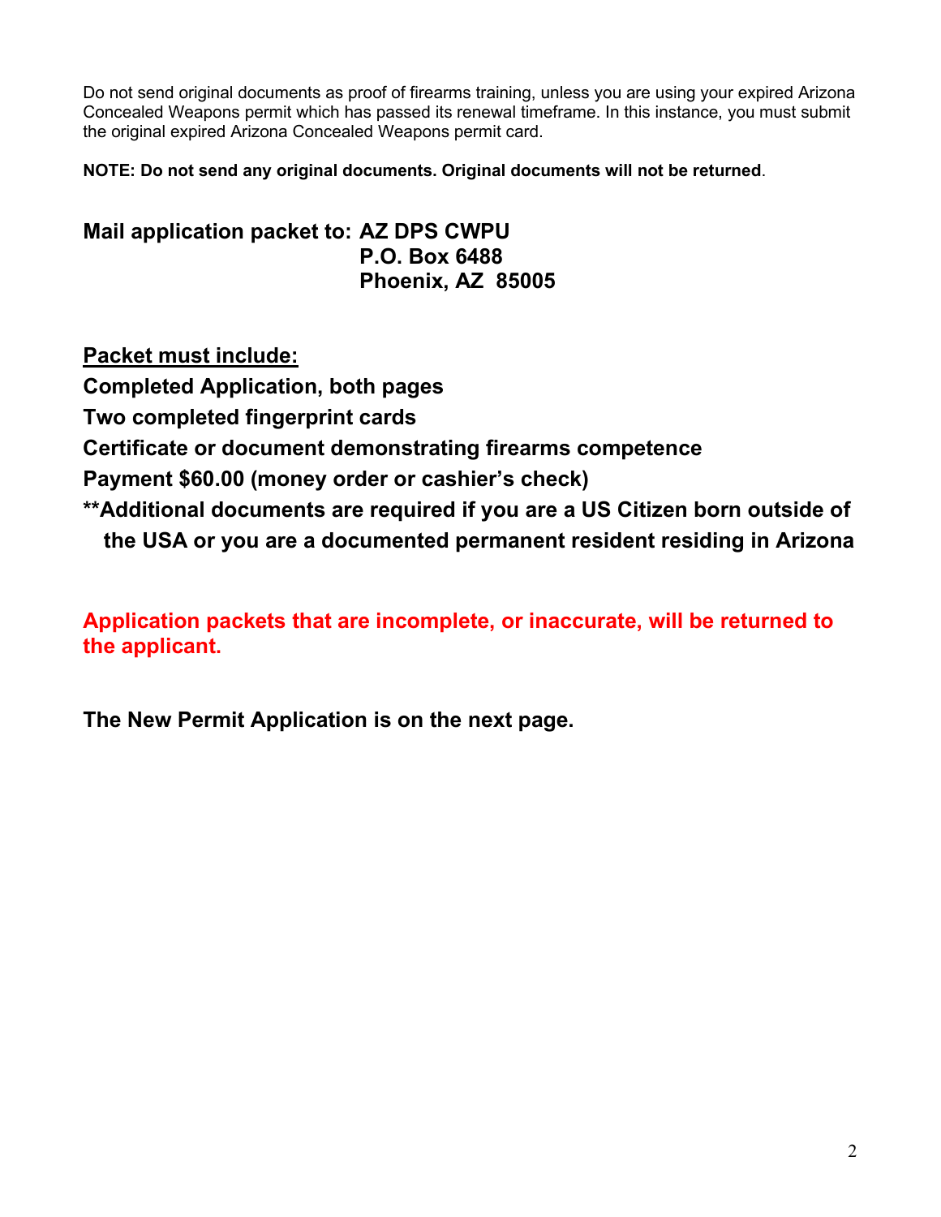Do not send original documents as proof of firearms training, unless you are using your expired Arizona Concealed Weapons permit which has passed its renewal timeframe. In this instance, you must submit the original expired Arizona Concealed Weapons permit card.

**NOTE: Do not send any original documents. Original documents will not be returned**.

**Mail application packet to: AZ DPS CWPU**
**P.O. Box 6488**
**Phoenix, AZ 85005**

**Packet must include:**

**Completed Application, both pages**

**Two completed fingerprint cards**

**Certificate or document demonstrating firearms competence**

**Payment $60.00 (money order or cashier's check)**

****Additional documents are required if you are a US Citizen born outside of the USA or you are a documented permanent resident residing in Arizona**

**Application packets that are incomplete, or inaccurate, will be returned to the applicant.**

**The New Permit Application is on the next page.**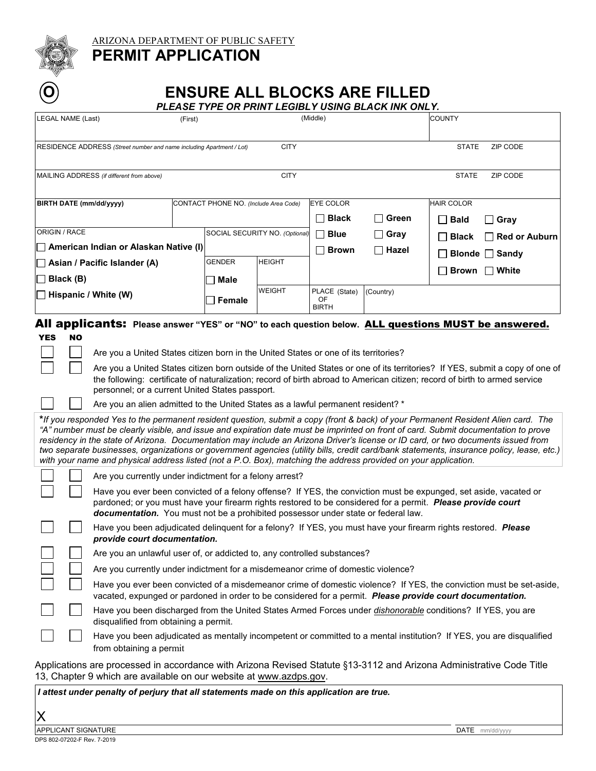ARIZONA DEPARTMENT OF PUBLIC SAFETY

# PERMIT APPLICATION

(O)

## ENSURE ALL BLOCKS ARE FILLED

***PLEASE TYPE OR PRINT LEGIBLY USING BLACK INK ONLY.***

| LEGAL NAME (Last) | (First) | (Middle) | COUNTY |
|---|---|---|---|
| | | | |

| RESIDENCE ADDRESS *(Street number and name including Apartment / Lot)* | CITY | STATE | ZIP CODE |
|---|---|---|---|
| | | | |

| MAILING ADDRESS *(if different from above)* | CITY | STATE | ZIP CODE |
|---|---|---|---|
| | | | |

| **BIRTH DATE (mm/dd/yyyy)** | CONTACT PHONE NO. *(Include Area Code)* | EYE COLOR | HAIR COLOR |
|---|---|---|---|
| | | ☐ **Black** ☐ **Green** ☐ **Blue** ☐ **Gray** ☐ **Brown** ☐ **Hazel** | ☐ **Bald** ☐ **Gray** ☐ **Black** ☐ **Red or Auburn** ☐ **Blonde** ☐ **Sandy** ☐ **Brown** ☐ **White** |

| ORIGIN / RACE | SOCIAL SECURITY NO. *(Optional)* | GENDER | HEIGHT | WEIGHT | PLACE OF BIRTH (State) | (Country) |
|---|---|---|---|---|---|---|
| ☐ **American Indian or Alaskan Native (I)** ☐ **Asian / Pacific Islander (A)** ☐ **Black (B)** ☐ **Hispanic / White (W)** | | ☐ **Male** ☐ **Female** | | | | |

**All applicants:** **Please answer "YES" or "NO" to each question below.** **ALL questions MUST be answered.**

| YES | NO | |
|---|---|---|
| ☐ | ☐ | Are you a United States citizen born in the United States or one of its territories? |
| ☐ | ☐ | Are you a United States citizen born outside of the United States or one of its territories? If YES, submit a copy of one of the following: certificate of naturalization; record of birth abroad to American citizen; record of birth to armed service personnel; or a current United States passport. |
| ☐ | ☐ | Are you an alien admitted to the United States as a lawful permanent resident? * |

**\****If you responded Yes to the permanent resident question, submit a copy (front & back) of your Permanent Resident Alien card. The "A" number must be clearly visible, and issue and expiration date must be imprinted on front of card. Submit documentation to prove residency in the state of Arizona. Documentation may include an Arizona Driver's license or ID card, or two documents issued from two separate businesses, organizations or government agencies (utility bills, credit card/bank statements, insurance policy, lease, etc.) with your name and physical address listed (not a P.O. Box), matching the address provided on your application.*

| YES | NO | |
|---|---|---|
| ☐ | ☐ | Are you currently under indictment for a felony arrest? |
| ☐ | ☐ | Have you ever been convicted of a felony offense? If YES, the conviction must be expunged, set aside, vacated or pardoned; or you must have your firearm rights restored to be considered for a permit. ***Please provide court documentation.*** You must not be a prohibited possessor under state or federal law. |
| ☐ | ☐ | Have you been adjudicated delinquent for a felony? If YES, you must have your firearm rights restored. ***Please provide court documentation.*** |
| ☐ | ☐ | Are you an unlawful user of, or addicted to, any controlled substances? |
| ☐ | ☐ | Are you currently under indictment for a misdemeanor crime of domestic violence? |
| ☐ | ☐ | Have you ever been convicted of a misdemeanor crime of domestic violence? If YES, the conviction must be set-aside, vacated, expunged or pardoned in order to be considered for a permit. ***Please provide court documentation.*** |
| ☐ | ☐ | Have you been discharged from the United States Armed Forces under ***dishonorable*** conditions? If YES, you are disqualified from obtaining a permit. |
| ☐ | ☐ | Have you been adjudicated as mentally incompetent or committed to a mental institution? If YES, you are disqualified from obtaining a permit |

Applications are processed in accordance with Arizona Revised Statute §13-3112 and Arizona Administrative Code Title 13, Chapter 9 which are available on our website at www.azdps.gov.

***I attest under penalty of perjury that all statements made on this application are true.***

X

| APPLICANT SIGNATURE | DATE mm/dd/yyyy |
|---|---|
| | |

DPS 802-07202-F Rev. 7-2019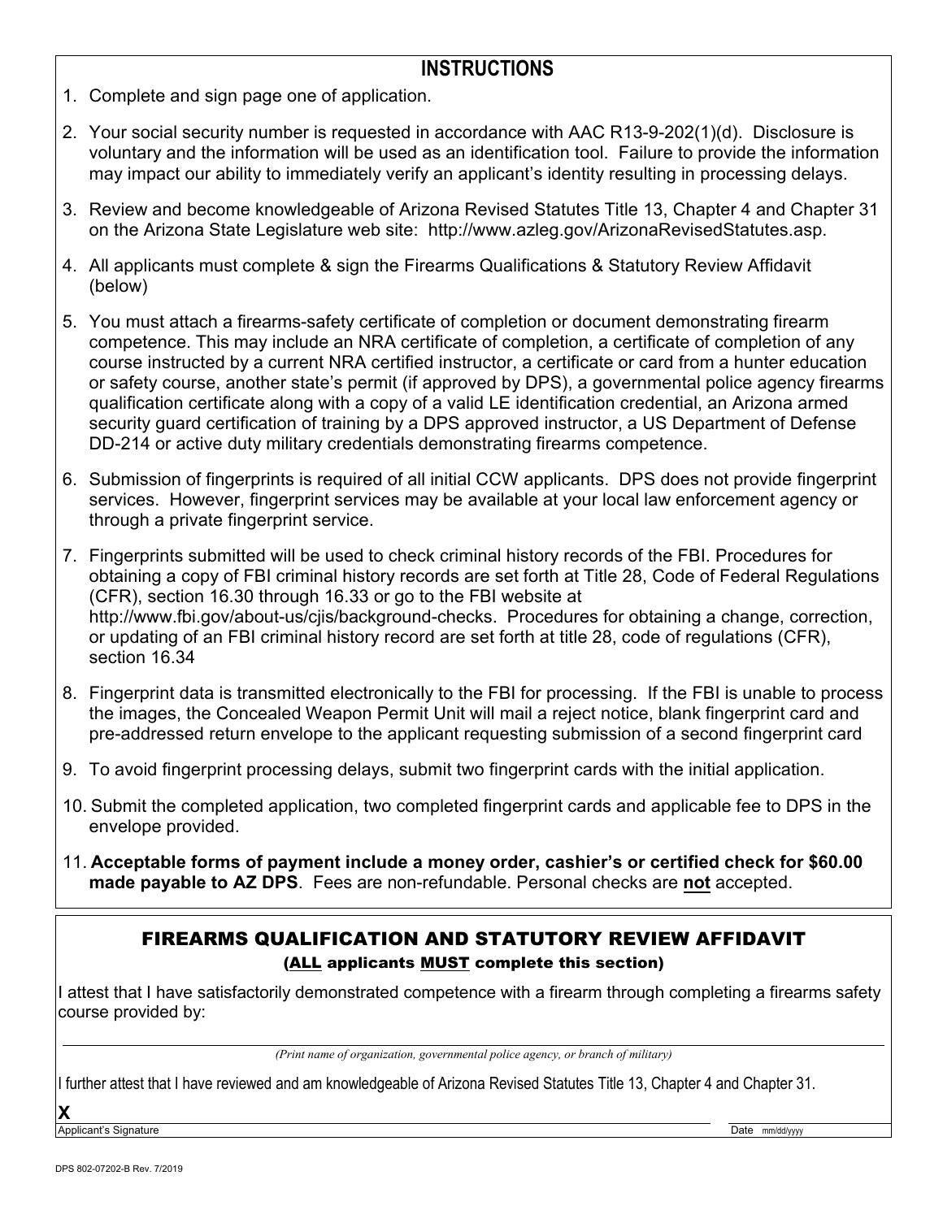## INSTRUCTIONS

1. Complete and sign page one of application.
2. Your social security number is requested in accordance with AAC R13-9-202(1)(d). Disclosure is voluntary and the information will be used as an identification tool. Failure to provide the information may impact our ability to immediately verify an applicant's identity resulting in processing delays.
3. Review and become knowledgeable of Arizona Revised Statutes Title 13, Chapter 4 and Chapter 31 on the Arizona State Legislature web site: http://www.azleg.gov/ArizonaRevisedStatutes.asp.
4. All applicants must complete & sign the Firearms Qualifications & Statutory Review Affidavit (below)
5. You must attach a firearms-safety certificate of completion or document demonstrating firearm competence. This may include an NRA certificate of completion, a certificate of completion of any course instructed by a current NRA certified instructor, a certificate or card from a hunter education or safety course, another state's permit (if approved by DPS), a governmental police agency firearms qualification certificate along with a copy of a valid LE identification credential, an Arizona armed security guard certification of training by a DPS approved instructor, a US Department of Defense DD-214 or active duty military credentials demonstrating firearms competence.
6. Submission of fingerprints is required of all initial CCW applicants. DPS does not provide fingerprint services. However, fingerprint services may be available at your local law enforcement agency or through a private fingerprint service.
7. Fingerprints submitted will be used to check criminal history records of the FBI. Procedures for obtaining a copy of FBI criminal history records are set forth at Title 28, Code of Federal Regulations (CFR), section 16.30 through 16.33 or go to the FBI website at http://www.fbi.gov/about-us/cjis/background-checks. Procedures for obtaining a change, correction, or updating of an FBI criminal history record are set forth at title 28, code of regulations (CFR), section 16.34
8. Fingerprint data is transmitted electronically to the FBI for processing. If the FBI is unable to process the images, the Concealed Weapon Permit Unit will mail a reject notice, blank fingerprint card and pre-addressed return envelope to the applicant requesting submission of a second fingerprint card
9. To avoid fingerprint processing delays, submit two fingerprint cards with the initial application.
10. Submit the completed application, two completed fingerprint cards and applicable fee to DPS in the envelope provided.
11. **Acceptable forms of payment include a money order, cashier's or certified check for $60.00 made payable to AZ DPS**. Fees are non-refundable. Personal checks are **not** accepted.

## FIREARMS QUALIFICATION AND STATUTORY REVIEW AFFIDAVIT

**(ALL applicants MUST complete this section)**

I attest that I have satisfactorily demonstrated competence with a firearm through completing a firearms safety course provided by:

\_\_\_\_\_\_\_\_\_\_\_\_\_\_\_\_\_\_\_\_\_\_\_\_\_\_\_\_\_\_\_\_\_\_\_\_\_\_\_\_\_\_\_\_\_\_\_\_

*(Print name of organization, governmental police agency, or branch of military)*

I further attest that I have reviewed and am knowledgeable of Arizona Revised Statutes Title 13, Chapter 4 and Chapter 31.

**X** \_\_\_\_\_\_\_\_\_\_\_\_\_\_\_\_\_\_\_\_\_\_\_\_\_\_\_\_\_\_\_\_\_\_\_\_

Applicant's Signature

Date mm/dd/yyyy

DPS 802-07202-B Rev. 7/2019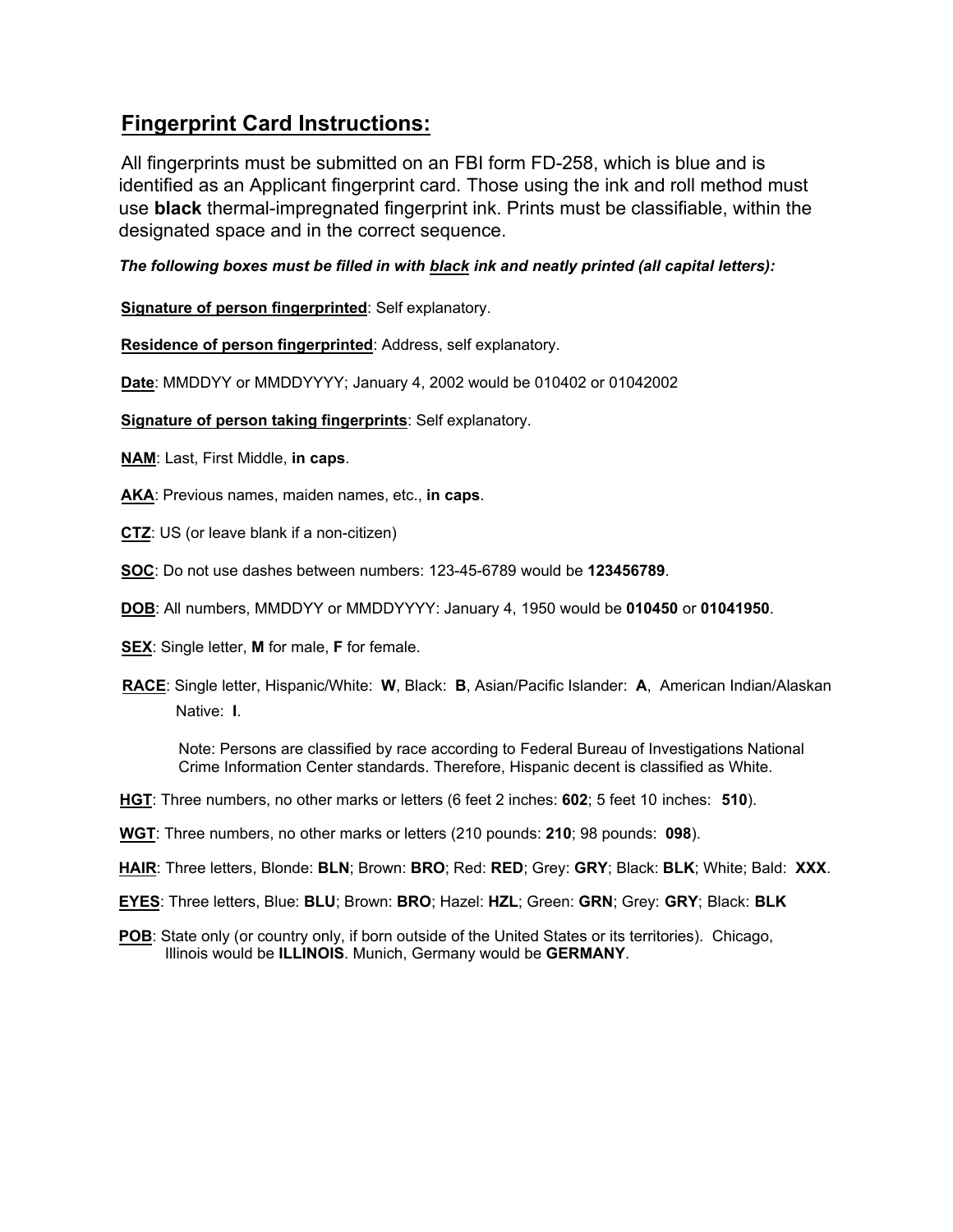## Fingerprint Card Instructions:

All fingerprints must be submitted on an FBI form FD-258, which is blue and is identified as an Applicant fingerprint card. Those using the ink and roll method must use **black** thermal-impregnated fingerprint ink. Prints must be classifiable, within the designated space and in the correct sequence.

***The following boxes must be filled in with black ink and neatly printed (all capital letters):***

**Signature of person fingerprinted**: Self explanatory.

**Residence of person fingerprinted**: Address, self explanatory.

**Date**: MMDDYY or MMDDYYYY; January 4, 2002 would be 010402 or 01042002

**Signature of person taking fingerprints**: Self explanatory.

**NAM**: Last, First Middle, **in caps**.

**AKA**: Previous names, maiden names, etc., **in caps**.

**CTZ**: US (or leave blank if a non-citizen)

**SOC**: Do not use dashes between numbers: 123-45-6789 would be **123456789**.

**DOB**: All numbers, MMDDYY or MMDDYYYY: January 4, 1950 would be **010450** or **01041950**.

**SEX**: Single letter, **M** for male, **F** for female.

**RACE**: Single letter, Hispanic/White: **W**, Black: **B**, Asian/Pacific Islander: **A**, American Indian/Alaskan Native: **I**.

Note: Persons are classified by race according to Federal Bureau of Investigations National Crime Information Center standards. Therefore, Hispanic decent is classified as White.

**HGT**: Three numbers, no other marks or letters (6 feet 2 inches: **602**; 5 feet 10 inches: **510**).

**WGT**: Three numbers, no other marks or letters (210 pounds: **210**; 98 pounds: **098**).

**HAIR**: Three letters, Blonde: **BLN**; Brown: **BRO**; Red: **RED**; Grey: **GRY**; Black: **BLK**; White; Bald: **XXX**.

**EYES**: Three letters, Blue: **BLU**; Brown: **BRO**; Hazel: **HZL**; Green: **GRN**; Grey: **GRY**; Black: **BLK**

**POB**: State only (or country only, if born outside of the United States or its territories). Chicago, Illinois would be **ILLINOIS**. Munich, Germany would be **GERMANY**.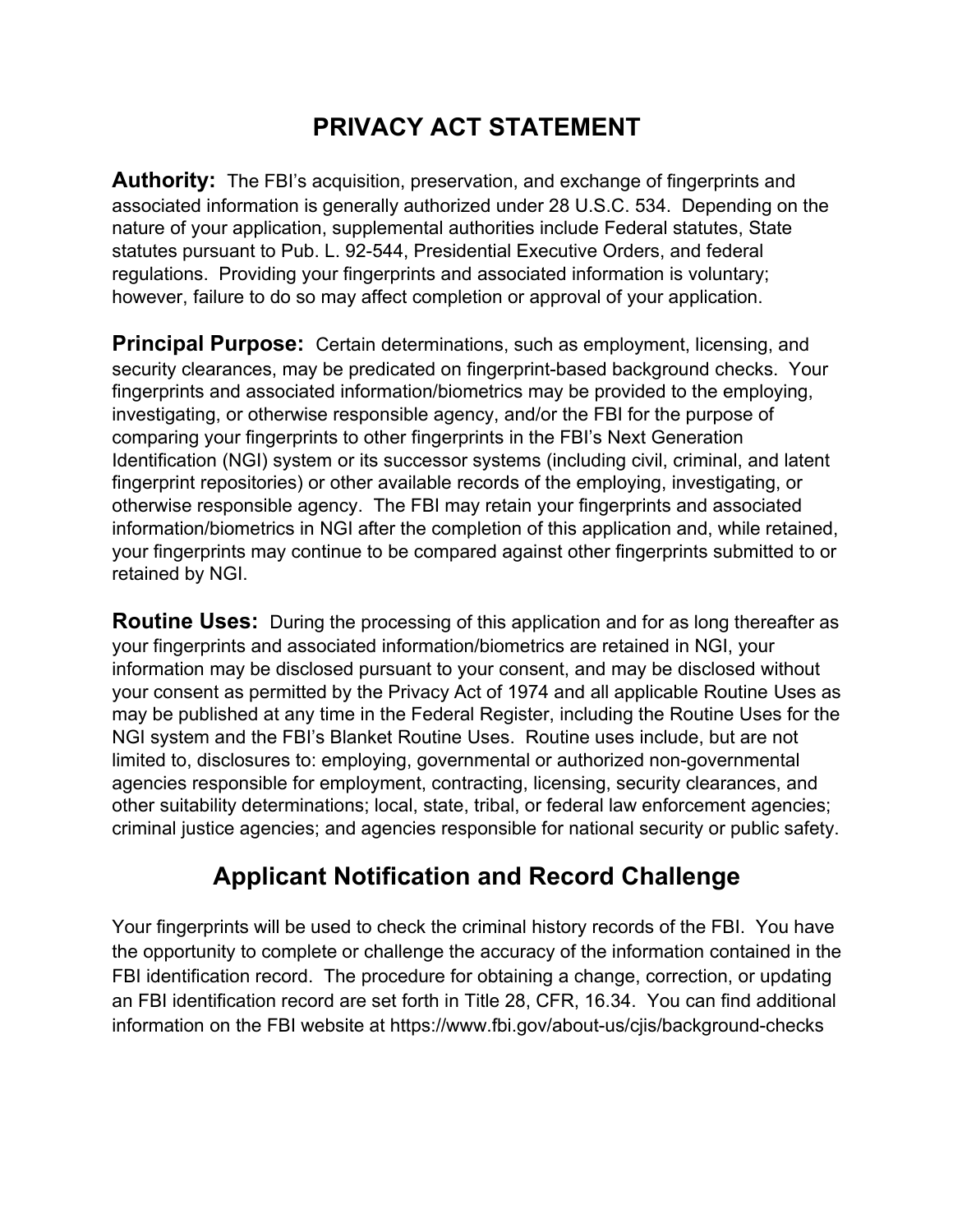# PRIVACY ACT STATEMENT

**Authority:** The FBI's acquisition, preservation, and exchange of fingerprints and associated information is generally authorized under 28 U.S.C. 534. Depending on the nature of your application, supplemental authorities include Federal statutes, State statutes pursuant to Pub. L. 92-544, Presidential Executive Orders, and federal regulations. Providing your fingerprints and associated information is voluntary; however, failure to do so may affect completion or approval of your application.

**Principal Purpose:** Certain determinations, such as employment, licensing, and security clearances, may be predicated on fingerprint-based background checks. Your fingerprints and associated information/biometrics may be provided to the employing, investigating, or otherwise responsible agency, and/or the FBI for the purpose of comparing your fingerprints to other fingerprints in the FBI's Next Generation Identification (NGI) system or its successor systems (including civil, criminal, and latent fingerprint repositories) or other available records of the employing, investigating, or otherwise responsible agency. The FBI may retain your fingerprints and associated information/biometrics in NGI after the completion of this application and, while retained, your fingerprints may continue to be compared against other fingerprints submitted to or retained by NGI.

**Routine Uses:** During the processing of this application and for as long thereafter as your fingerprints and associated information/biometrics are retained in NGI, your information may be disclosed pursuant to your consent, and may be disclosed without your consent as permitted by the Privacy Act of 1974 and all applicable Routine Uses as may be published at any time in the Federal Register, including the Routine Uses for the NGI system and the FBI's Blanket Routine Uses. Routine uses include, but are not limited to, disclosures to: employing, governmental or authorized non-governmental agencies responsible for employment, contracting, licensing, security clearances, and other suitability determinations; local, state, tribal, or federal law enforcement agencies; criminal justice agencies; and agencies responsible for national security or public safety.

## Applicant Notification and Record Challenge

Your fingerprints will be used to check the criminal history records of the FBI. You have the opportunity to complete or challenge the accuracy of the information contained in the FBI identification record. The procedure for obtaining a change, correction, or updating an FBI identification record are set forth in Title 28, CFR, 16.34. You can find additional information on the FBI website at https://www.fbi.gov/about-us/cjis/background-checks